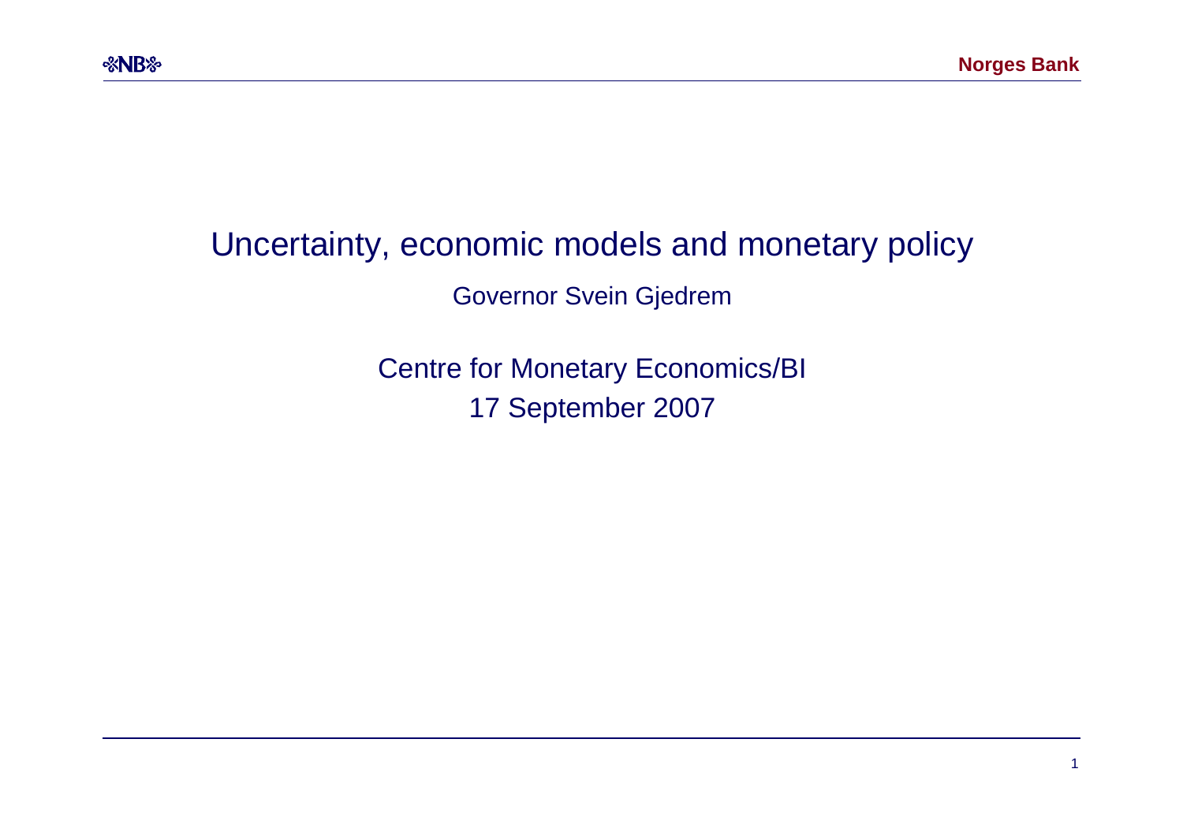# Uncertainty, economic models and monetary policy

Governor Svein Gjedrem

Centre for Monetary Economics/BI

17 September 2007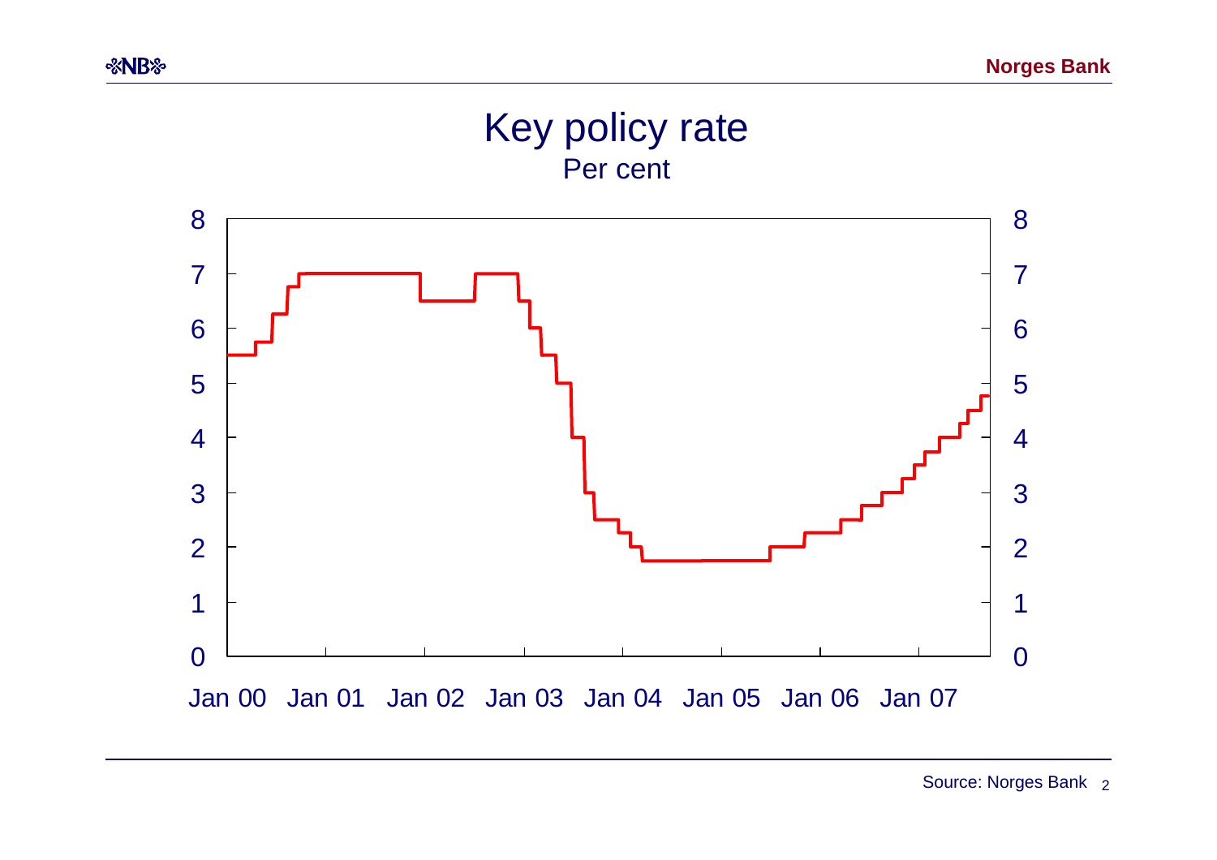# Key policy rate

Per cent

Source: Norges Bank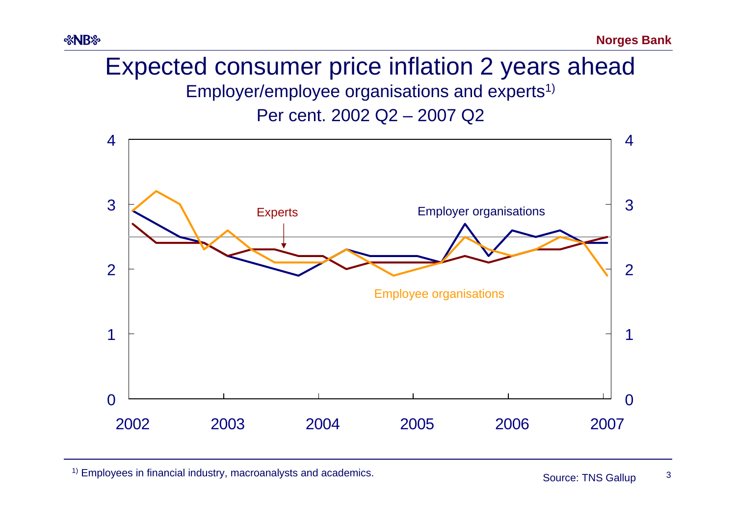# Expected consumer price inflation 2 years ahead

Employer/employee organisations and experts[1)]

Per cent. 2002 Q2 – 2007 Q2

Experts

Employer organisations

Employee organisations

4 4

3 3

2 2

1 1

0 0

2002 2003 2004 2005 2006 2007

[1)] Employees in financial industry, macroanalysts and academics.

Source: TNS Gallup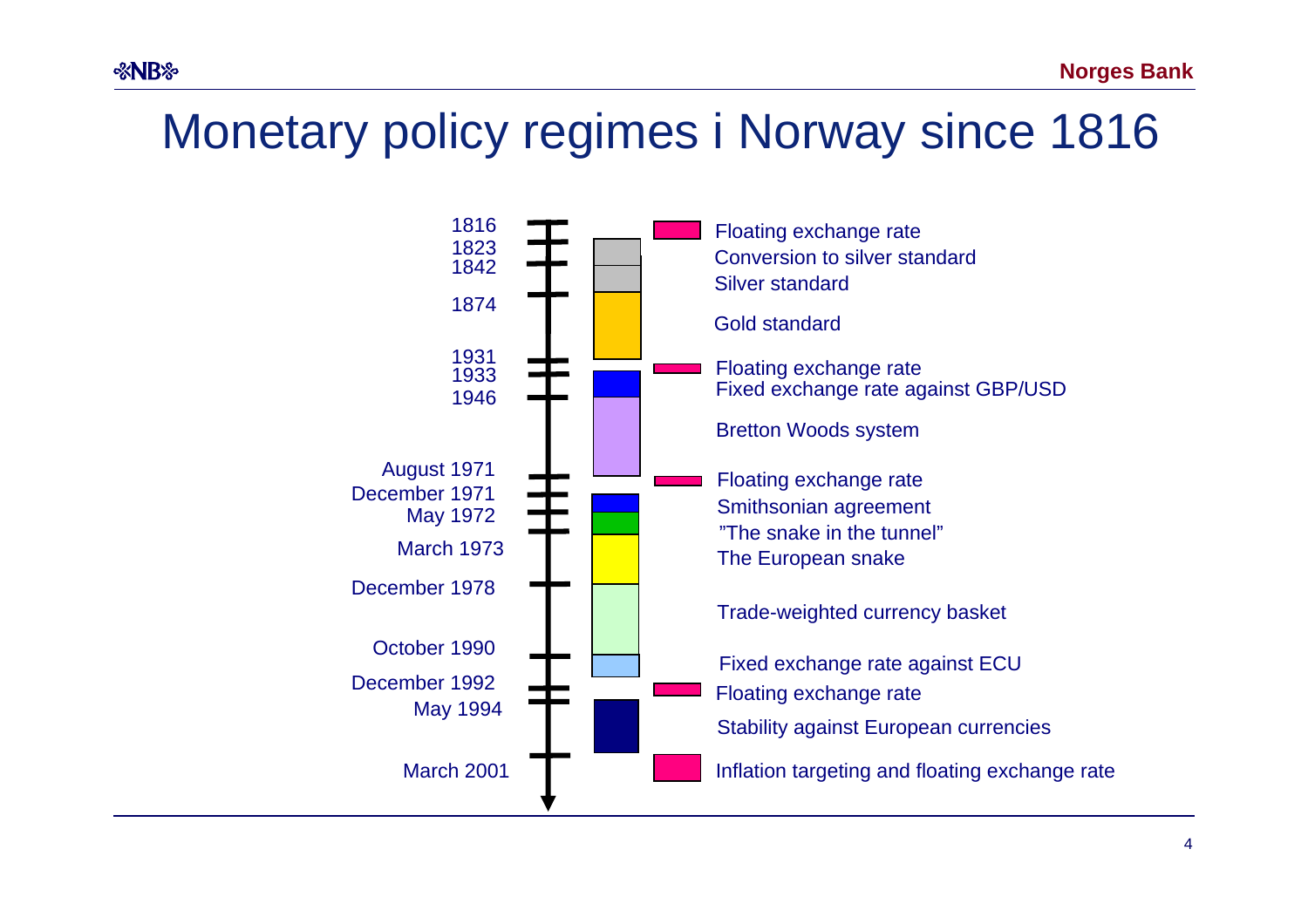# Monetary policy regimes i Norway since 1816

| Date | Regime |
| --- | --- |
| 1816 | Floating exchange rate |
| 1823 | Conversion to silver standard |
| 1842 | Silver standard |
| 1874 | Gold standard |
| 1931 | Floating exchange rate |
| 1933 | Fixed exchange rate against GBP/USD |
| 1946 | Bretton Woods system |
| August 1971 | Floating exchange rate |
| December 1971 | Smithsonian agreement |
| May 1972 | ”The snake in the tunnel” |
| March 1973 | The European snake |
| December 1978 | Trade-weighted currency basket |
| October 1990 | Fixed exchange rate against ECU |
| December 1992 | Floating exchange rate |
| May 1994 | Stability against European currencies |
| March 2001 | Inflation targeting and floating exchange rate |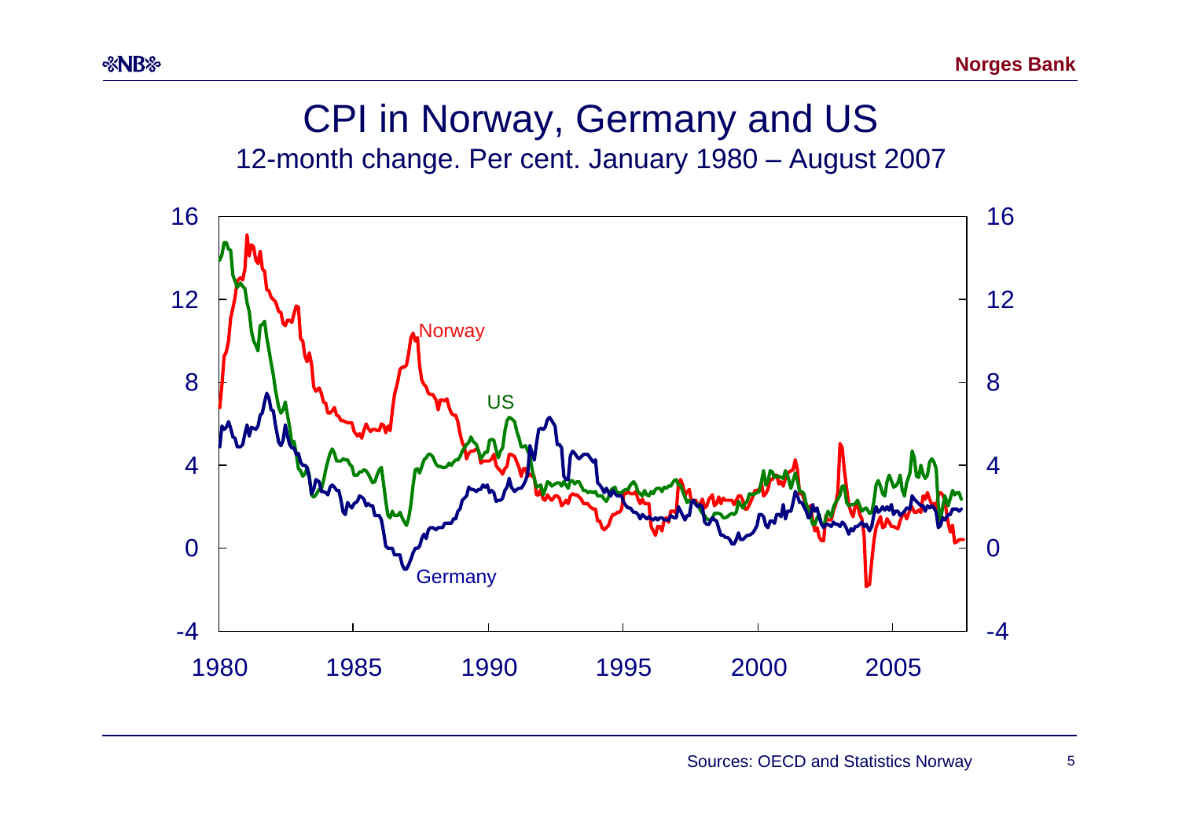# CPI in Norway, Germany and US

12-month change. Per cent. January 1980 – August 2007

Sources: OECD and Statistics Norway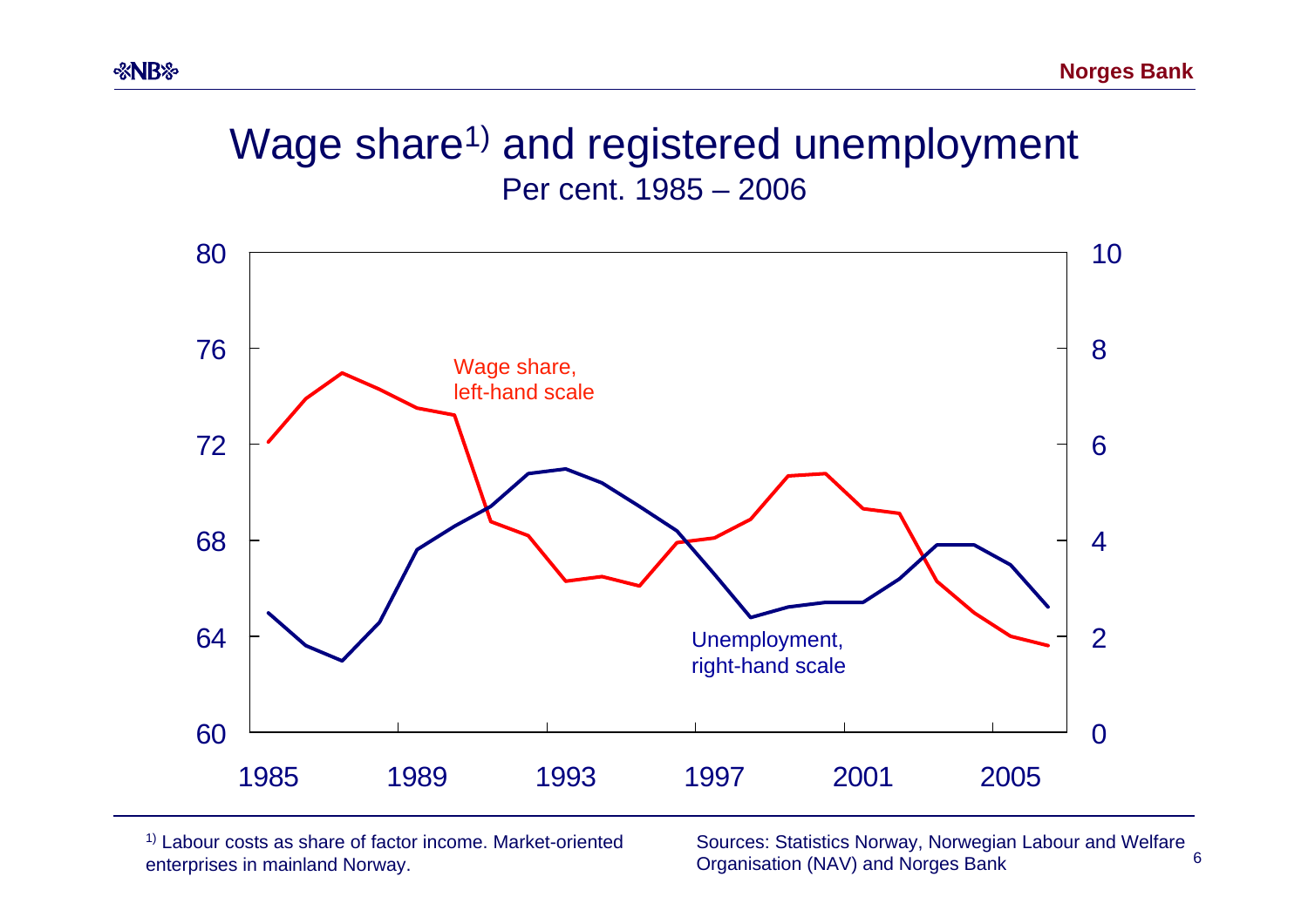# Wage share[1] and registered unemployment

Per cent. 1985 – 2006

Wage share, left-hand scale

Unemployment, right-hand scale

[1] Labour costs as share of factor income. Market-oriented enterprises in mainland Norway.

Sources: Statistics Norway, Norwegian Labour and Welfare Organisation (NAV) and Norges Bank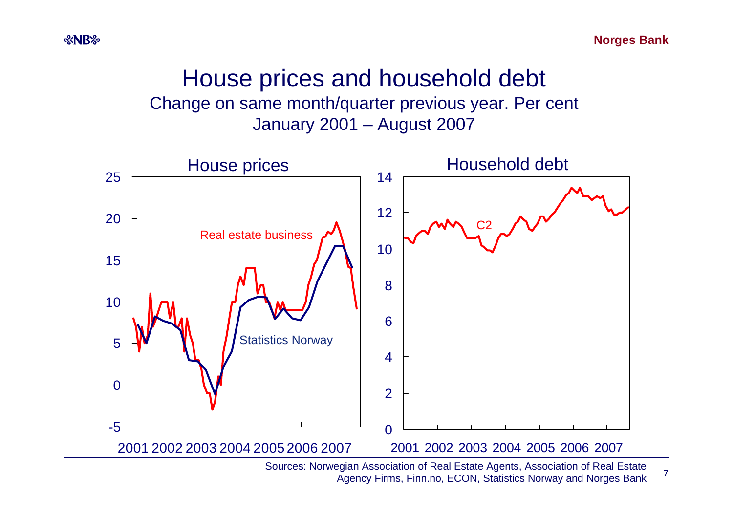# House prices and household debt

Change on same month/quarter previous year. Per cent
January 2001 – August 2007

House prices

Real estate business

Statistics Norway

Household debt

C2

Sources: Norwegian Association of Real Estate Agents, Association of Real Estate Agency Firms, Finn.no, ECON, Statistics Norway and Norges Bank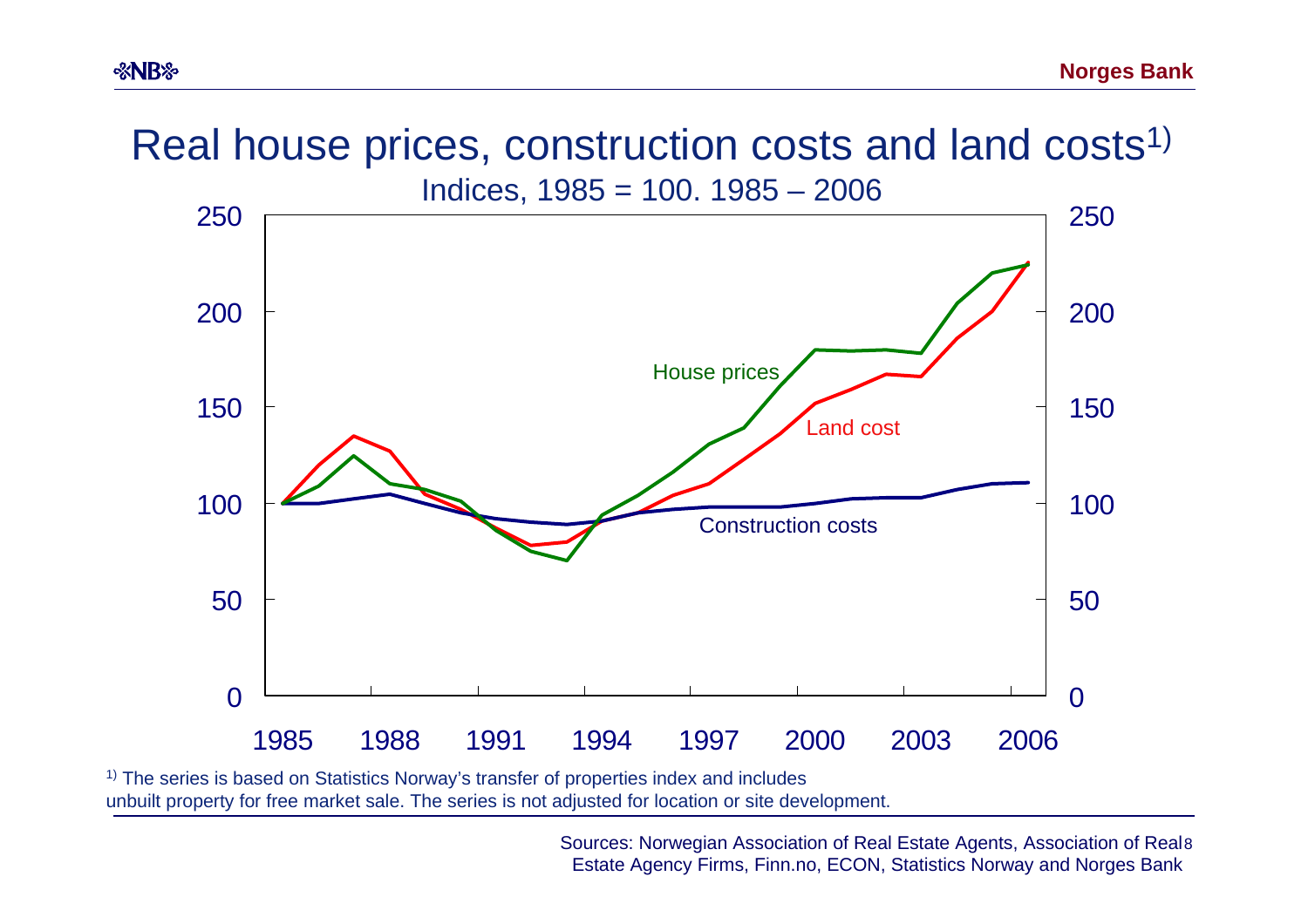# Real house prices, construction costs and land costs[1)]

Indices, 1985 = 100. 1985 – 2006

[1)] The series is based on Statistics Norway's transfer of properties index and includes unbuilt property for free market sale. The series is not adjusted for location or site development.

Sources: Norwegian Association of Real Estate Agents, Association of Real Estate Agency Firms, Finn.no, ECON, Statistics Norway and Norges Bank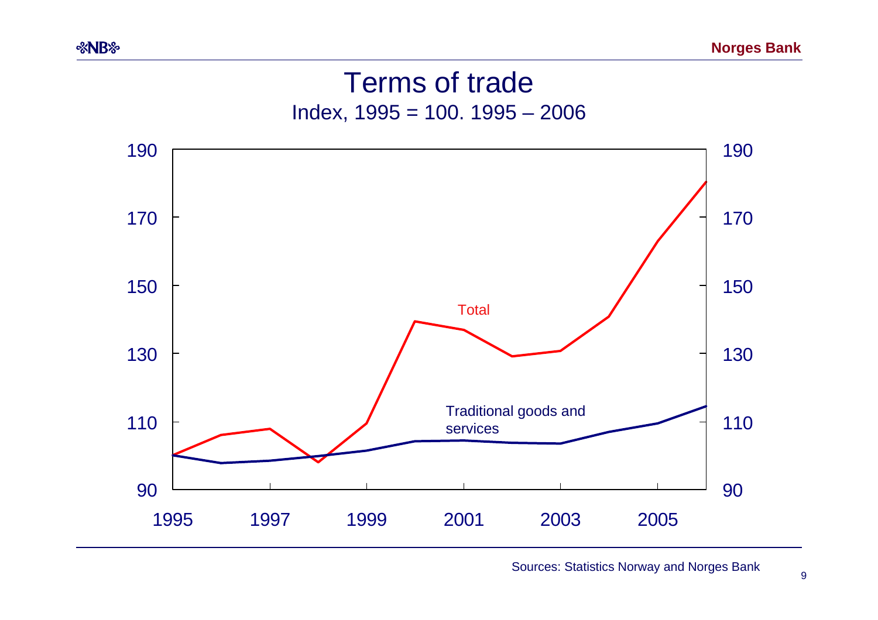# Terms of trade

Index, 1995 = 100. 1995 – 2006

Total

Traditional goods and services

Sources: Statistics Norway and Norges Bank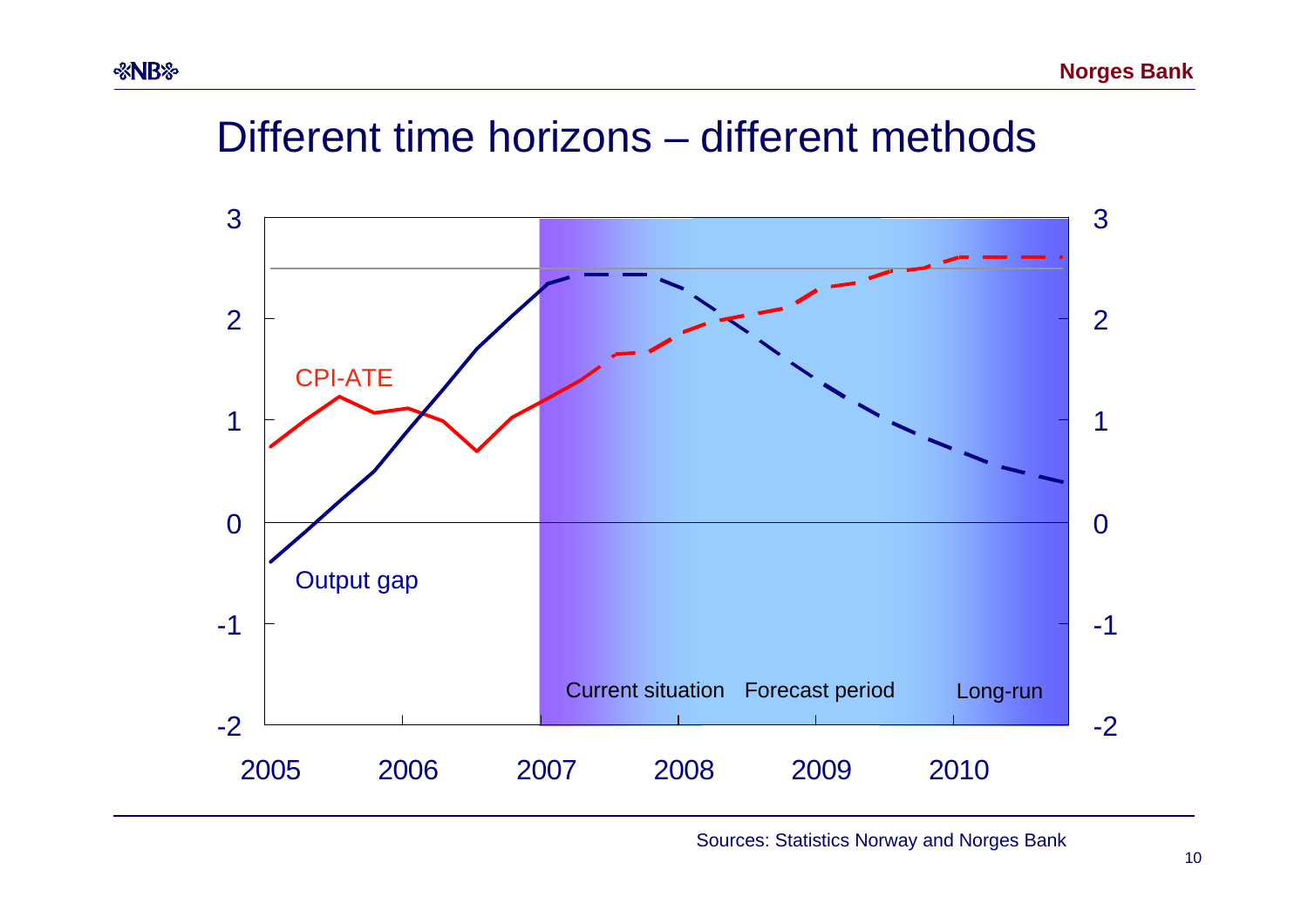# Different time horizons – different methods

3 3

2 2

CPI-ATE

1 1

0 0

Output gap

-1 -1

Current situation Forecast period Long-run

-2 -2

2005 2006 2007 2008 2009 2010

Sources: Statistics Norway and Norges Bank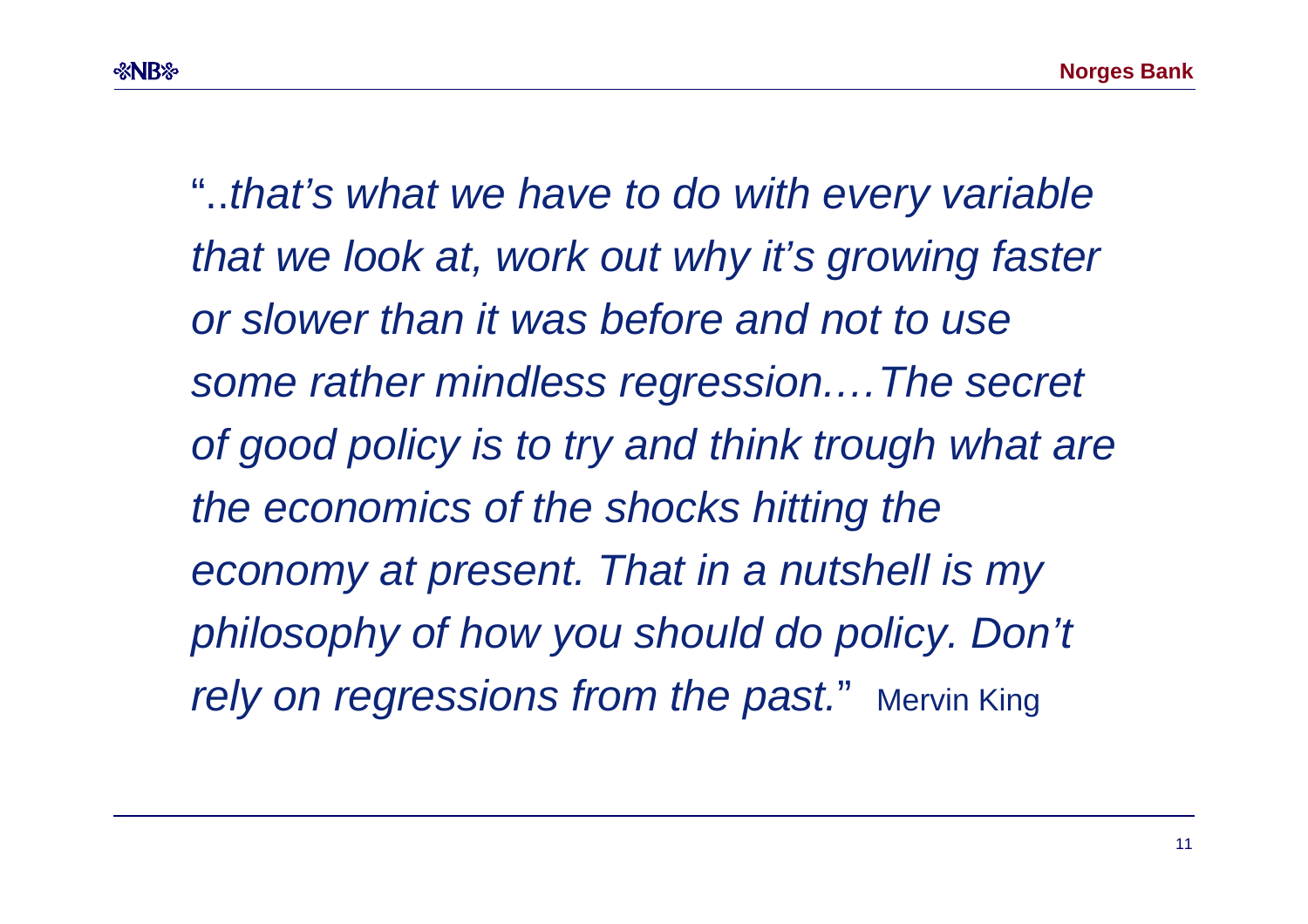"..*that's what we have to do with every variable that we look at, work out why it's growing faster or slower than it was before and not to use some rather mindless regression.…The secret of good policy is to try and think trough what are the economics of the shocks hitting the economy at present. That in a nutshell is my philosophy of how you should do policy. Don't rely on regressions from the past.*" Mervin King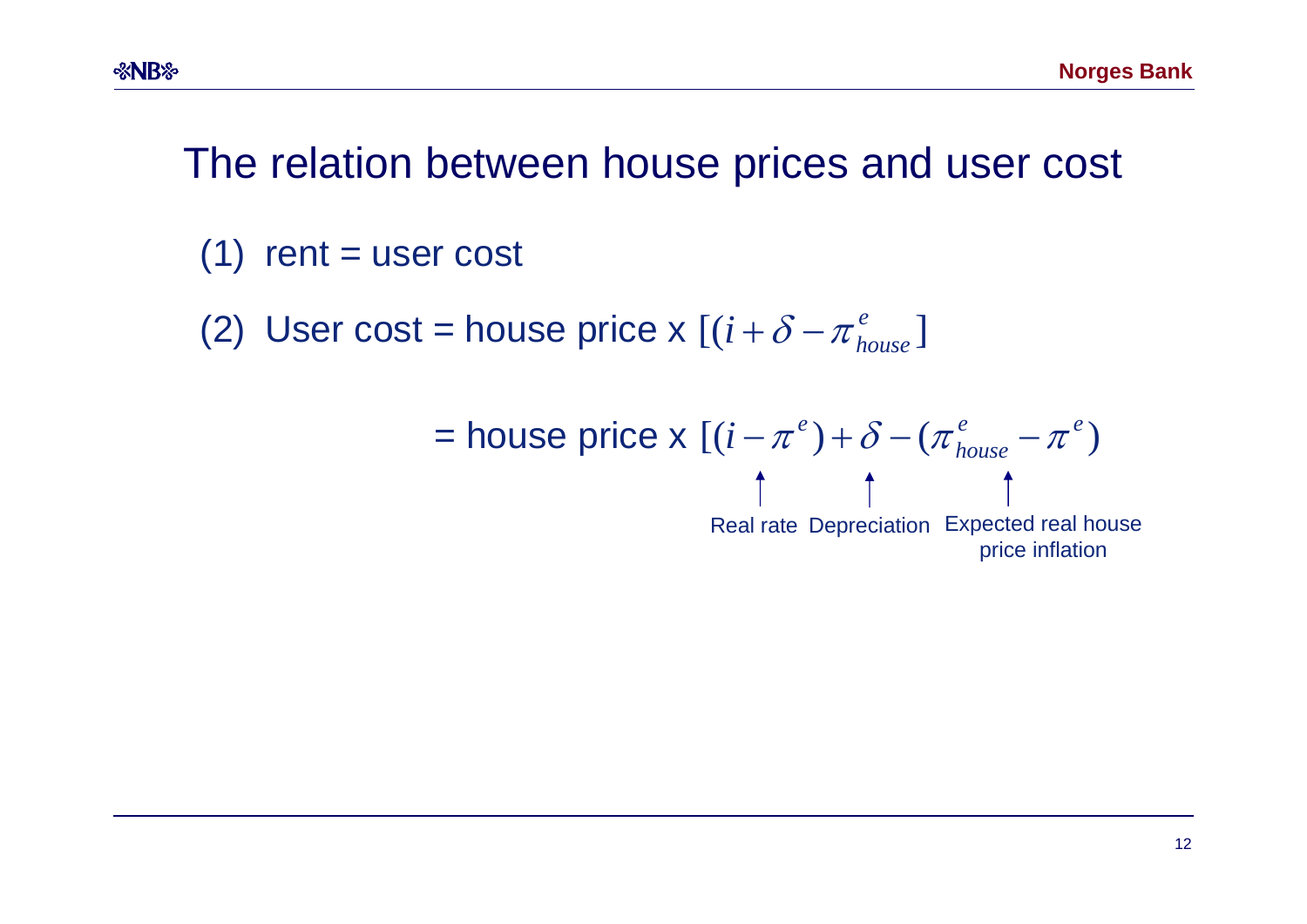# The relation between house prices and user cost

(1) rent = user cost

(2) User cost = house price x $[(i + \delta - \pi^{e}_{house}]$

= house price x $[(i - \pi^{e}) + \delta - (\pi^{e}_{house} - \pi^{e})$

Real rate — Depreciation — Expected real house price inflation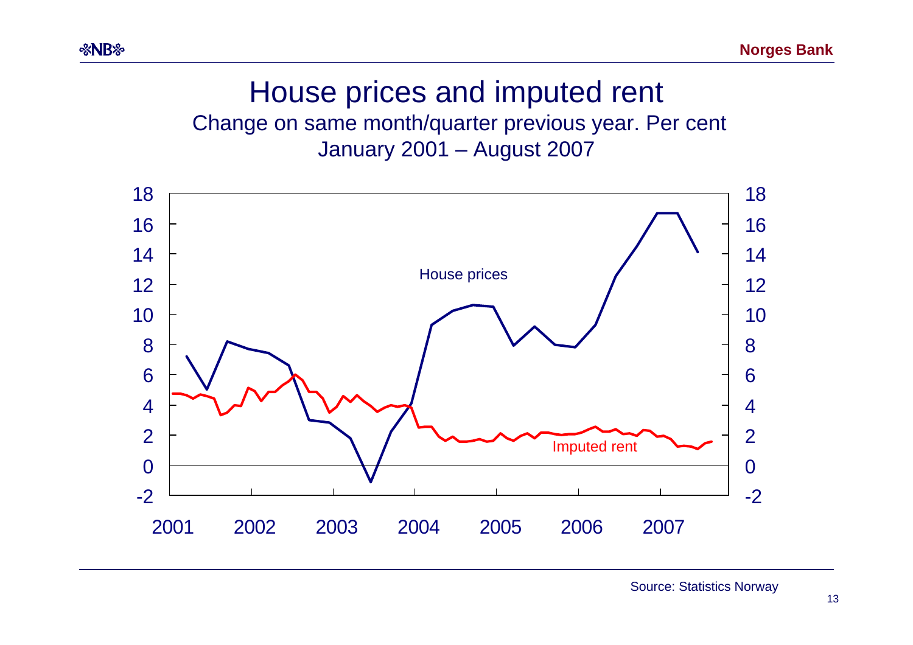# House prices and imputed rent

Change on same month/quarter previous year. Per cent

January 2001 – August 2007

Source: Statistics Norway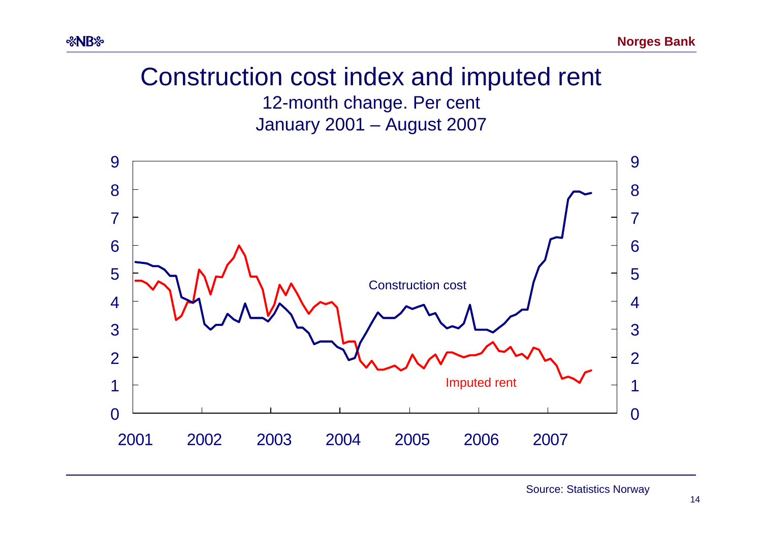# Construction cost index and imputed rent

12-month change. Per cent

January 2001 – August 2007

Source: Statistics Norway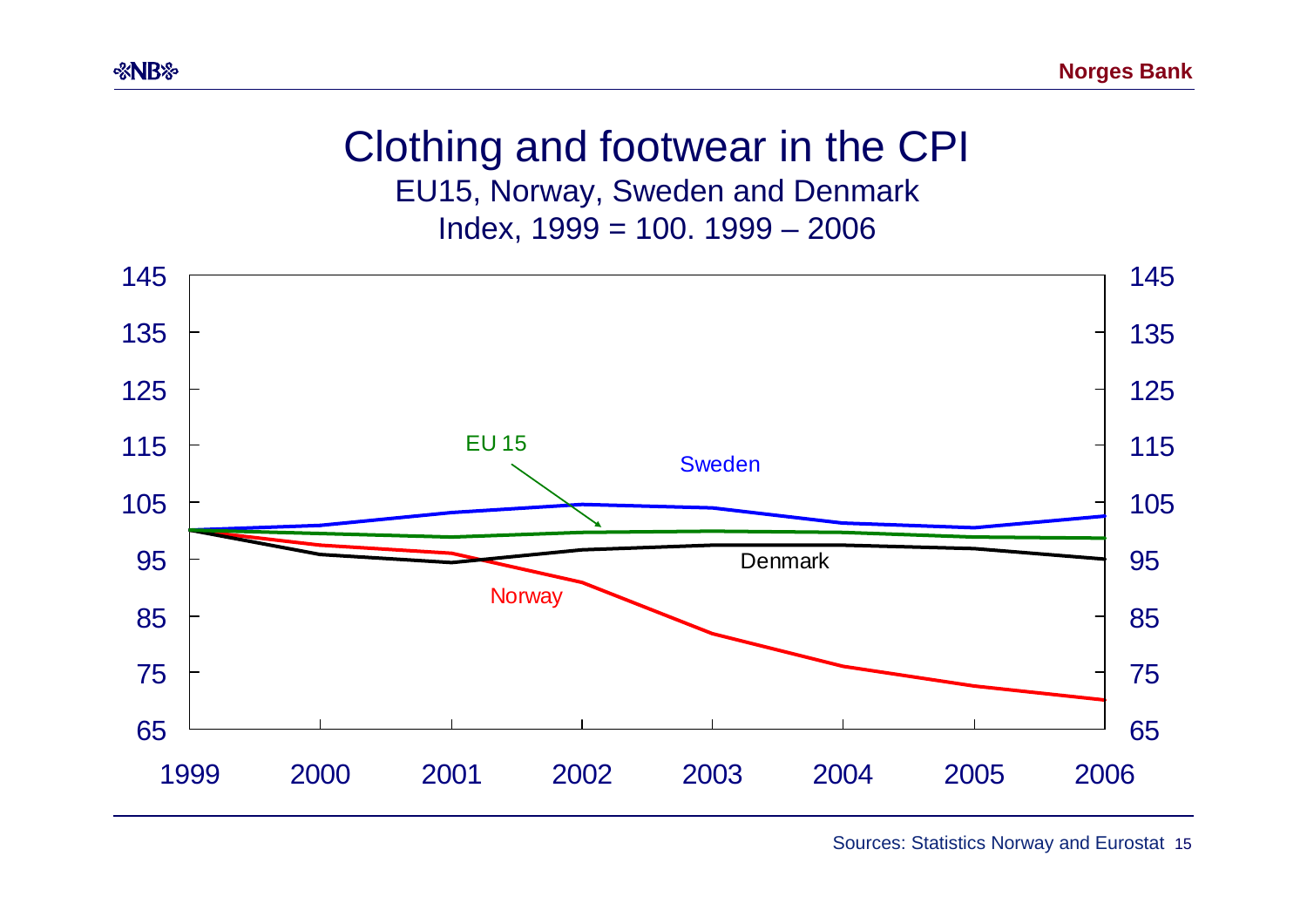# Clothing and footwear in the CPI

EU15, Norway, Sweden and Denmark

Index, 1999 = 100. 1999 – 2006

Sources: Statistics Norway and Eurostat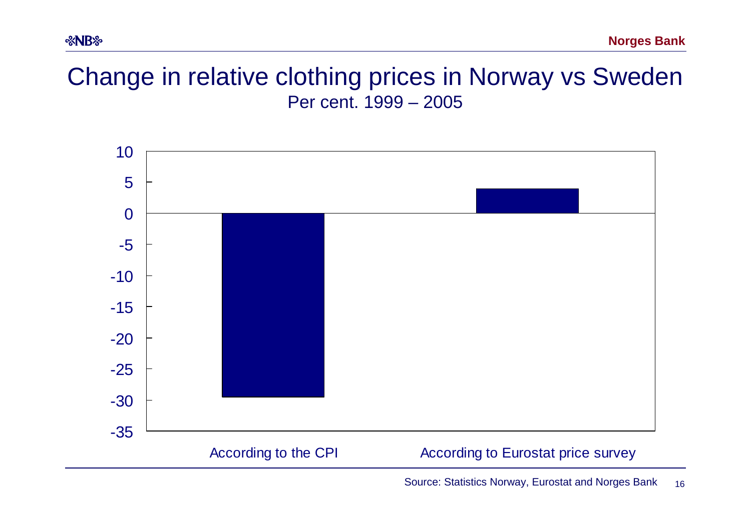# Change in relative clothing prices in Norway vs Sweden

Per cent. 1999 – 2005

10
5
0
-5
-10
-15
-20
-25
-30
-35

According to the CPI

According to Eurostat price survey

Source: Statistics Norway, Eurostat and Norges Bank